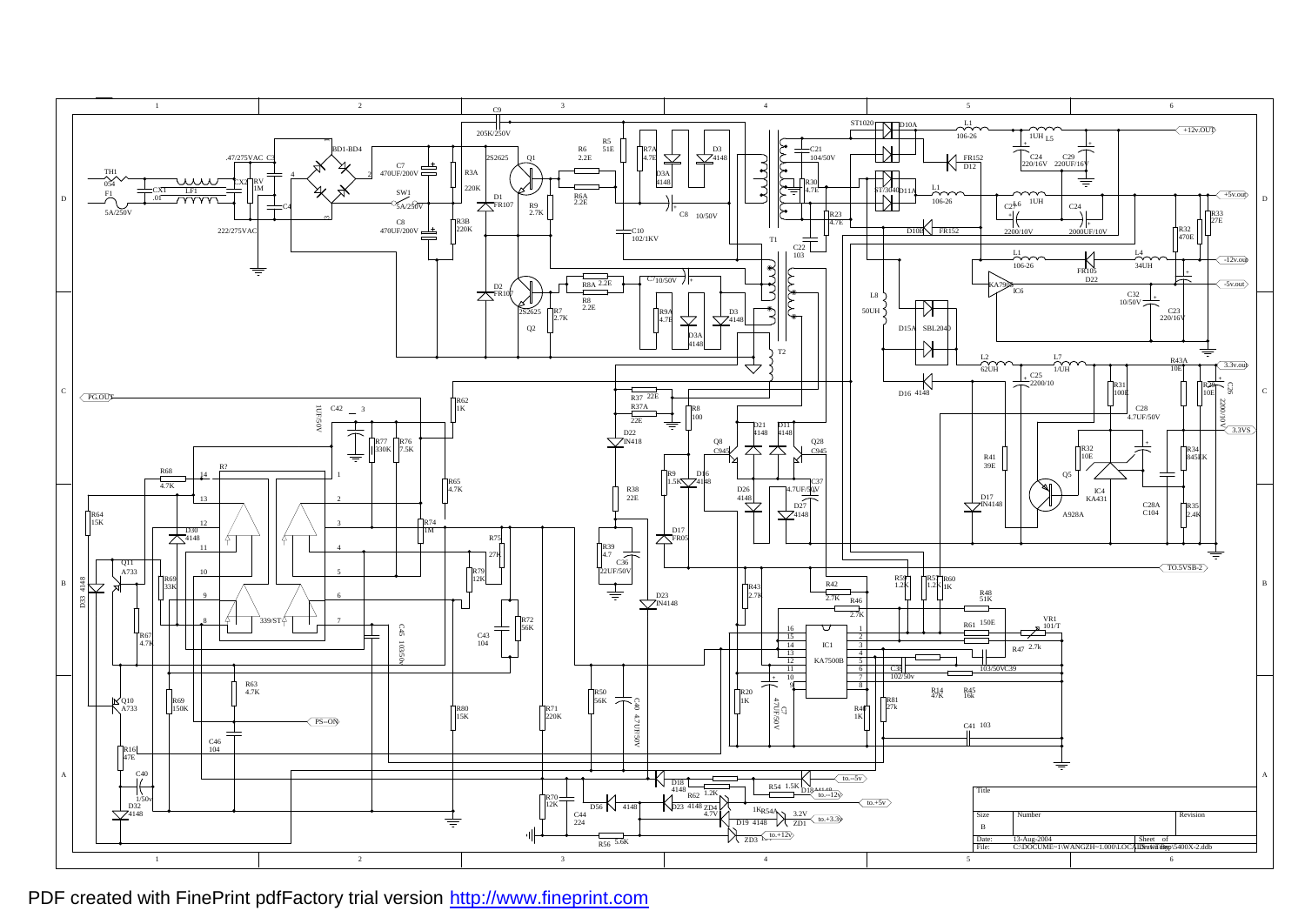+12v.OUT
+5v.out
-12v.out
-5v.out
3.3v.out
3.3VS
TO.5VSB-2
PG.OUT
PS--ON

| | | |
|---|---|---|
| Title | | |
| Size | Number | Revision |
| B | | |
| Date: | 13-Aug-2004 | Sheet of |
| File: | C:\DOCUME~1\WANGZH~1.000\LOCALS~1\Temp\5400X-2.ddb | Drawn By: |

PDF created with FinePrint pdfFactory trial version http://www.fineprint.com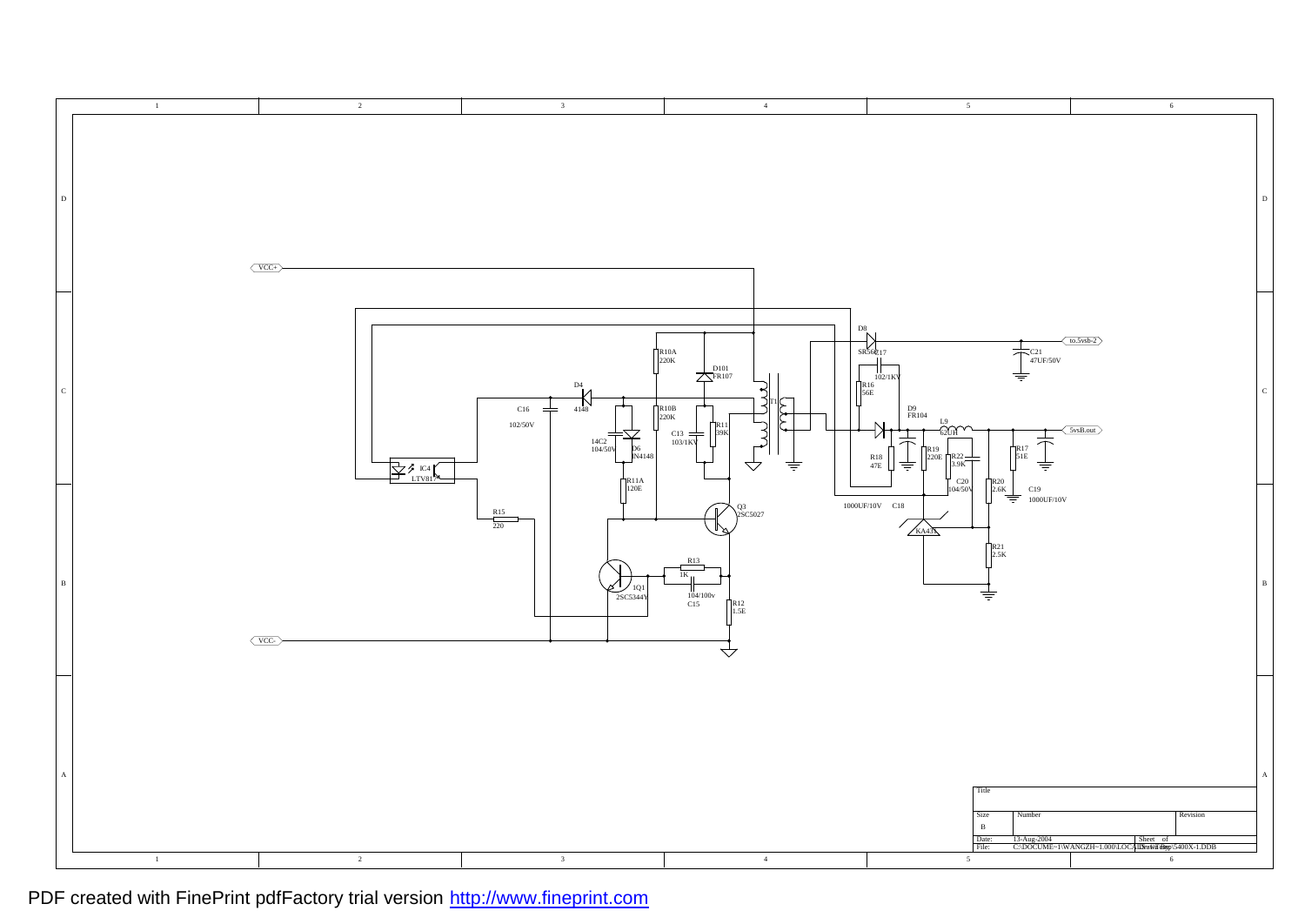VCC+

VCC-

D8
SR560

C17
102/1KV

R16
56E

C21
47UF/50V

to.5vsb-2

R10A
220K

D101
FR107

T1

D4
4148

C16
102/50V

R10B
220K

R11
39K

C13
103/1KV

14C2
104/50V

D6
1N4148

IC4
LTV817

R11A
120E

D9
FR104

L9
62UH

5vsB.out

R18
47E

R19
220E

R22
3.9K

R17
51E

C20
104/50V

R20
2.6K

C19
1000UF/10V

1000UF/10V C18

KA431

R21
2.5K

R15
220

Q3
2SC5027

R13
1K

1Q1
2SC5344Y

104/100v
C15

R12
1.5E

| | | | |
|---|---|---|---|
| Title | | | |
| Size | Number | | Revision |
| B | | | |
| Date: | 13-Aug-2004 | Sheet of | |
| File: | C:\DOCUME~1\WANGZH~1.000\LOCALS~1\Temp\5400X-1.DDB | Drawn By: | |

PDF created with FinePrint pdfFactory trial version http://www.fineprint.com